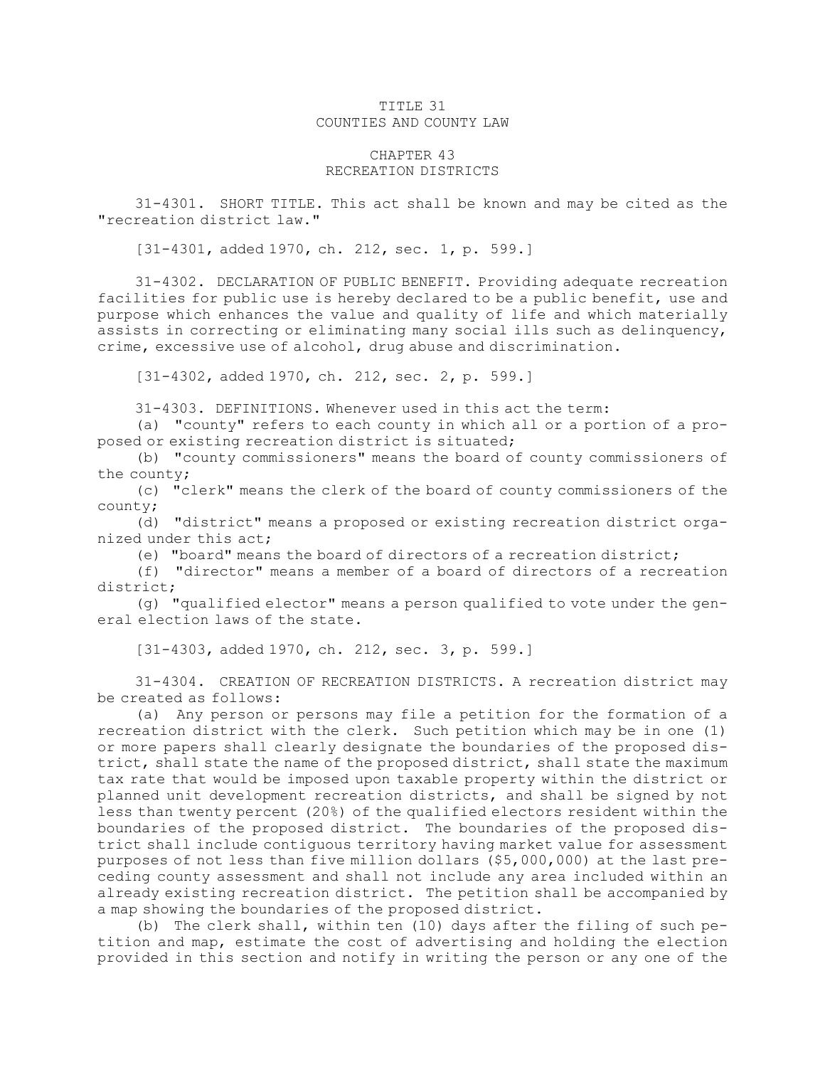# TITLE 31
# COUNTIES AND COUNTY LAW

## CHAPTER 43
## RECREATION DISTRICTS

31-4301. SHORT TITLE. This act shall be known and may be cited as the "recreation district law."

[31-4301, added 1970, ch. 212, sec. 1, p. 599.]

31-4302. DECLARATION OF PUBLIC BENEFIT. Providing adequate recreation facilities for public use is hereby declared to be a public benefit, use and purpose which enhances the value and quality of life and which materially assists in correcting or eliminating many social ills such as delinquency, crime, excessive use of alcohol, drug abuse and discrimination.

[31-4302, added 1970, ch. 212, sec. 2, p. 599.]

31-4303. DEFINITIONS. Whenever used in this act the term:

(a) "county" refers to each county in which all or a portion of a proposed or existing recreation district is situated;

(b) "county commissioners" means the board of county commissioners of the county;

(c) "clerk" means the clerk of the board of county commissioners of the county;

(d) "district" means a proposed or existing recreation district organized under this act;

(e) "board" means the board of directors of a recreation district;

(f) "director" means a member of a board of directors of a recreation district;

(g) "qualified elector" means a person qualified to vote under the general election laws of the state.

[31-4303, added 1970, ch. 212, sec. 3, p. 599.]

31-4304. CREATION OF RECREATION DISTRICTS. A recreation district may be created as follows:

(a) Any person or persons may file a petition for the formation of a recreation district with the clerk. Such petition which may be in one (1) or more papers shall clearly designate the boundaries of the proposed district, shall state the name of the proposed district, shall state the maximum tax rate that would be imposed upon taxable property within the district or planned unit development recreation districts, and shall be signed by not less than twenty percent (20%) of the qualified electors resident within the boundaries of the proposed district. The boundaries of the proposed district shall include contiguous territory having market value for assessment purposes of not less than five million dollars ($5,000,000) at the last preceding county assessment and shall not include any area included within an already existing recreation district. The petition shall be accompanied by a map showing the boundaries of the proposed district.

(b) The clerk shall, within ten (10) days after the filing of such petition and map, estimate the cost of advertising and holding the election provided in this section and notify in writing the person or any one of the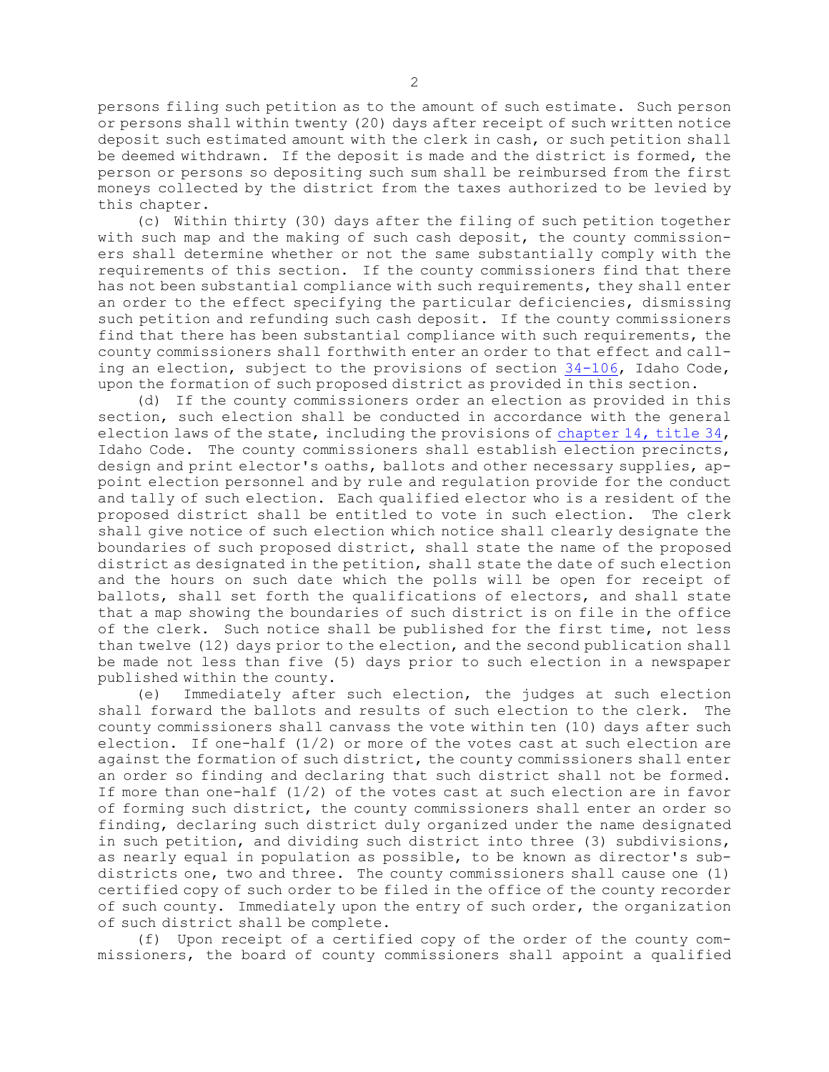persons filing such petition as to the amount of such estimate. Such person or persons shall within twenty (20) days after receipt of such written notice deposit such estimated amount with the clerk in cash, or such petition shall be deemed withdrawn. If the deposit is made and the district is formed, the person or persons so depositing such sum shall be reimbursed from the first moneys collected by the district from the taxes authorized to be levied by this chapter.

(c) Within thirty (30) days after the filing of such petition together with such map and the making of such cash deposit, the county commissioners shall determine whether or not the same substantially comply with the requirements of this section. If the county commissioners find that there has not been substantial compliance with such requirements, they shall enter an order to the effect specifying the particular deficiencies, dismissing such petition and refunding such cash deposit. If the county commissioners find that there has been substantial compliance with such requirements, the county commissioners shall forthwith enter an order to that effect and calling an election, subject to the provisions of section 34-106, Idaho Code, upon the formation of such proposed district as provided in this section.

(d) If the county commissioners order an election as provided in this section, such election shall be conducted in accordance with the general election laws of the state, including the provisions of chapter 14, title 34, Idaho Code. The county commissioners shall establish election precincts, design and print elector's oaths, ballots and other necessary supplies, appoint election personnel and by rule and regulation provide for the conduct and tally of such election. Each qualified elector who is a resident of the proposed district shall be entitled to vote in such election. The clerk shall give notice of such election which notice shall clearly designate the boundaries of such proposed district, shall state the name of the proposed district as designated in the petition, shall state the date of such election and the hours on such date which the polls will be open for receipt of ballots, shall set forth the qualifications of electors, and shall state that a map showing the boundaries of such district is on file in the office of the clerk. Such notice shall be published for the first time, not less than twelve (12) days prior to the election, and the second publication shall be made not less than five (5) days prior to such election in a newspaper published within the county.

(e) Immediately after such election, the judges at such election shall forward the ballots and results of such election to the clerk. The county commissioners shall canvass the vote within ten (10) days after such election. If one-half (1/2) or more of the votes cast at such election are against the formation of such district, the county commissioners shall enter an order so finding and declaring that such district shall not be formed. If more than one-half (1/2) of the votes cast at such election are in favor of forming such district, the county commissioners shall enter an order so finding, declaring such district duly organized under the name designated in such petition, and dividing such district into three (3) subdivisions, as nearly equal in population as possible, to be known as director's subdistricts one, two and three. The county commissioners shall cause one (1) certified copy of such order to be filed in the office of the county recorder of such county. Immediately upon the entry of such order, the organization of such district shall be complete.

(f) Upon receipt of a certified copy of the order of the county commissioners, the board of county commissioners shall appoint a qualified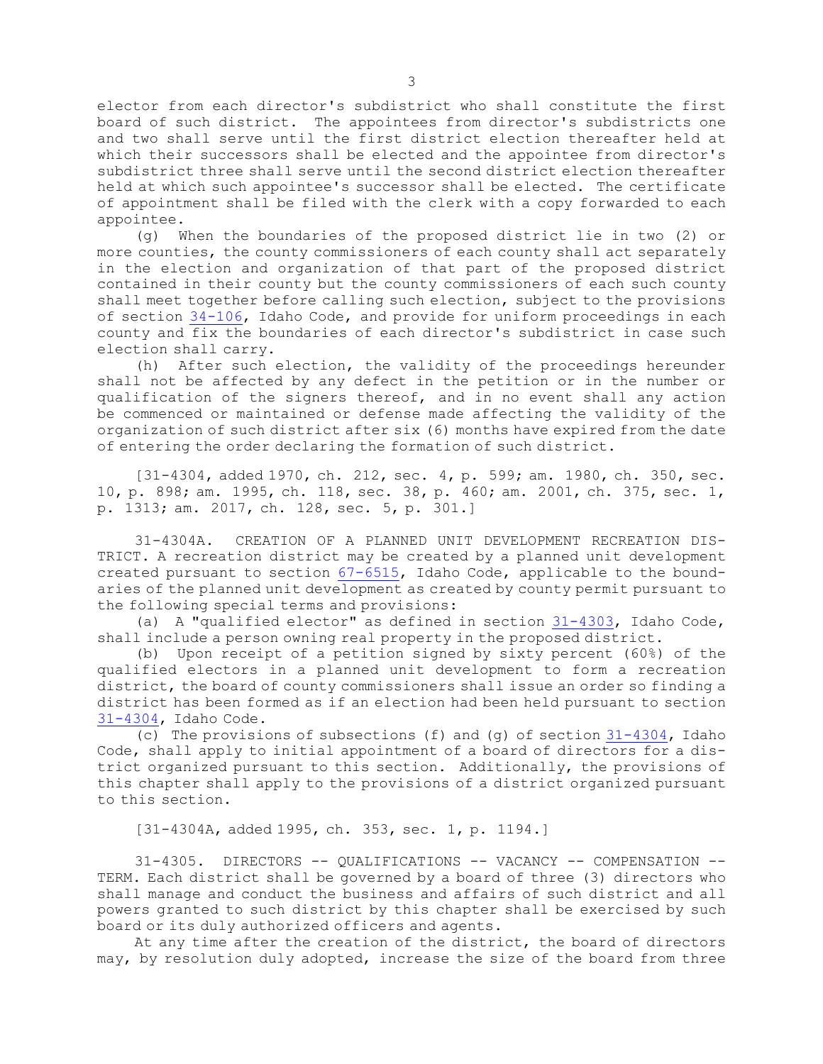elector from each director's subdistrict who shall constitute the first board of such district. The appointees from director's subdistricts one and two shall serve until the first district election thereafter held at which their successors shall be elected and the appointee from director's subdistrict three shall serve until the second district election thereafter held at which such appointee's successor shall be elected. The certificate of appointment shall be filed with the clerk with a copy forwarded to each appointee.

(g) When the boundaries of the proposed district lie in two (2) or more counties, the county commissioners of each county shall act separately in the election and organization of that part of the proposed district contained in their county but the county commissioners of each such county shall meet together before calling such election, subject to the provisions of section 34-106, Idaho Code, and provide for uniform proceedings in each county and fix the boundaries of each director's subdistrict in case such election shall carry.

(h) After such election, the validity of the proceedings hereunder shall not be affected by any defect in the petition or in the number or qualification of the signers thereof, and in no event shall any action be commenced or maintained or defense made affecting the validity of the organization of such district after six (6) months have expired from the date of entering the order declaring the formation of such district.

[31-4304, added 1970, ch. 212, sec. 4, p. 599; am. 1980, ch. 350, sec. 10, p. 898; am. 1995, ch. 118, sec. 38, p. 460; am. 2001, ch. 375, sec. 1, p. 1313; am. 2017, ch. 128, sec. 5, p. 301.]

31-4304A. CREATION OF A PLANNED UNIT DEVELOPMENT RECREATION DISTRICT. A recreation district may be created by a planned unit development created pursuant to section 67-6515, Idaho Code, applicable to the boundaries of the planned unit development as created by county permit pursuant to the following special terms and provisions:

(a) A "qualified elector" as defined in section 31-4303, Idaho Code, shall include a person owning real property in the proposed district.

(b) Upon receipt of a petition signed by sixty percent (60%) of the qualified electors in a planned unit development to form a recreation district, the board of county commissioners shall issue an order so finding a district has been formed as if an election had been held pursuant to section 31-4304, Idaho Code.

(c) The provisions of subsections (f) and (g) of section 31-4304, Idaho Code, shall apply to initial appointment of a board of directors for a district organized pursuant to this section. Additionally, the provisions of this chapter shall apply to the provisions of a district organized pursuant to this section.

[31-4304A, added 1995, ch. 353, sec. 1, p. 1194.]

31-4305. DIRECTORS -- QUALIFICATIONS -- VACANCY -- COMPENSATION -- TERM. Each district shall be governed by a board of three (3) directors who shall manage and conduct the business and affairs of such district and all powers granted to such district by this chapter shall be exercised by such board or its duly authorized officers and agents.

At any time after the creation of the district, the board of directors may, by resolution duly adopted, increase the size of the board from three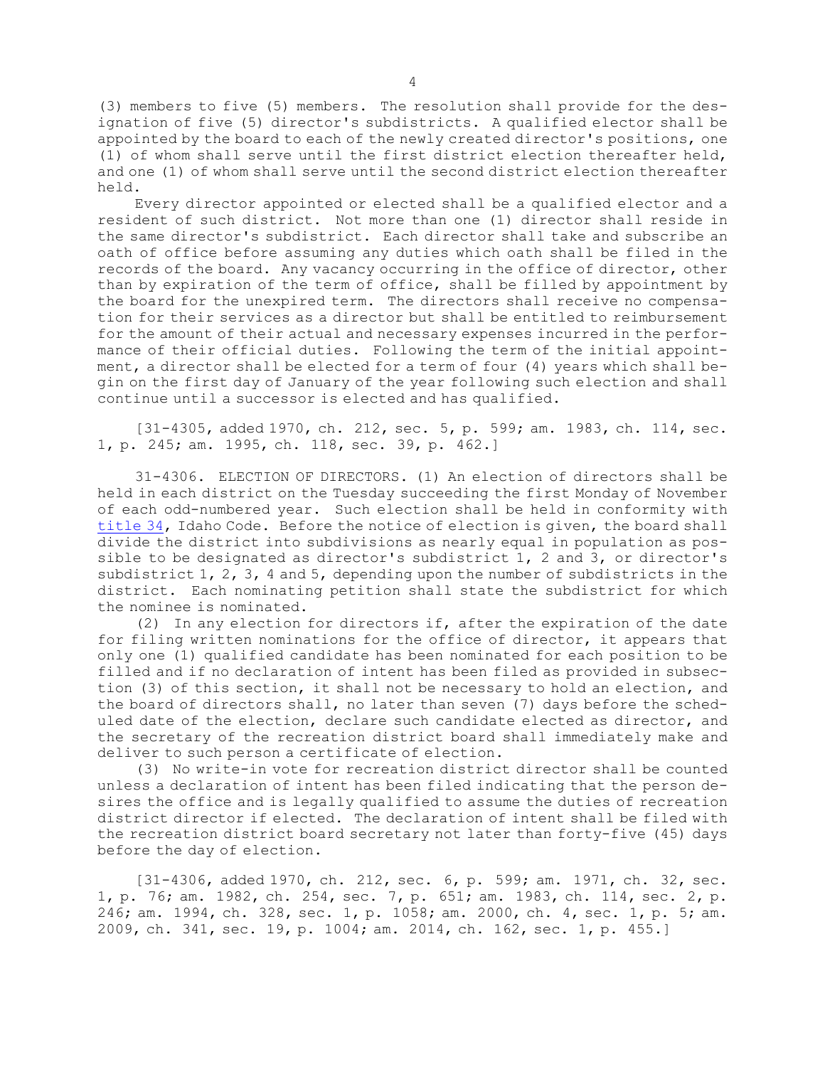(3) members to five (5) members. The resolution shall provide for the designation of five (5) director's subdistricts. A qualified elector shall be appointed by the board to each of the newly created director's positions, one (1) of whom shall serve until the first district election thereafter held, and one (1) of whom shall serve until the second district election thereafter held.

Every director appointed or elected shall be a qualified elector and a resident of such district. Not more than one (1) director shall reside in the same director's subdistrict. Each director shall take and subscribe an oath of office before assuming any duties which oath shall be filed in the records of the board. Any vacancy occurring in the office of director, other than by expiration of the term of office, shall be filled by appointment by the board for the unexpired term. The directors shall receive no compensation for their services as a director but shall be entitled to reimbursement for the amount of their actual and necessary expenses incurred in the performance of their official duties. Following the term of the initial appointment, a director shall be elected for a term of four (4) years which shall begin on the first day of January of the year following such election and shall continue until a successor is elected and has qualified.

[31-4305, added 1970, ch. 212, sec. 5, p. 599; am. 1983, ch. 114, sec. 1, p. 245; am. 1995, ch. 118, sec. 39, p. 462.]

31-4306. ELECTION OF DIRECTORS. (1) An election of directors shall be held in each district on the Tuesday succeeding the first Monday of November of each odd-numbered year. Such election shall be held in conformity with title 34, Idaho Code. Before the notice of election is given, the board shall divide the district into subdivisions as nearly equal in population as possible to be designated as director's subdistrict 1, 2 and 3, or director's subdistrict 1, 2, 3, 4 and 5, depending upon the number of subdistricts in the district. Each nominating petition shall state the subdistrict for which the nominee is nominated.

(2) In any election for directors if, after the expiration of the date for filing written nominations for the office of director, it appears that only one (1) qualified candidate has been nominated for each position to be filled and if no declaration of intent has been filed as provided in subsection (3) of this section, it shall not be necessary to hold an election, and the board of directors shall, no later than seven (7) days before the scheduled date of the election, declare such candidate elected as director, and the secretary of the recreation district board shall immediately make and deliver to such person a certificate of election.

(3) No write-in vote for recreation district director shall be counted unless a declaration of intent has been filed indicating that the person desires the office and is legally qualified to assume the duties of recreation district director if elected. The declaration of intent shall be filed with the recreation district board secretary not later than forty-five (45) days before the day of election.

[31-4306, added 1970, ch. 212, sec. 6, p. 599; am. 1971, ch. 32, sec. 1, p. 76; am. 1982, ch. 254, sec. 7, p. 651; am. 1983, ch. 114, sec. 2, p. 246; am. 1994, ch. 328, sec. 1, p. 1058; am. 2000, ch. 4, sec. 1, p. 5; am. 2009, ch. 341, sec. 19, p. 1004; am. 2014, ch. 162, sec. 1, p. 455.]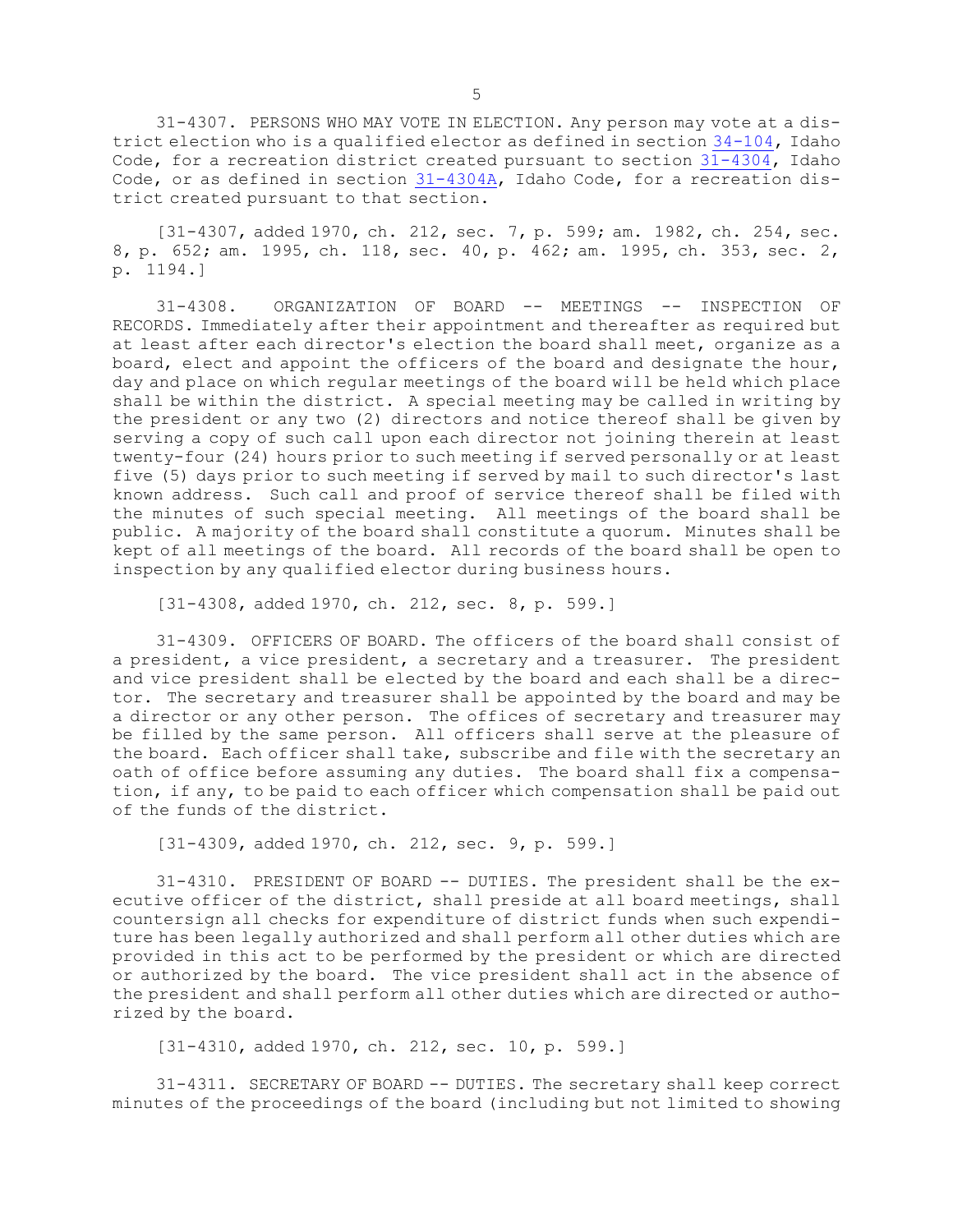31-4307. PERSONS WHO MAY VOTE IN ELECTION. Any person may vote at a district election who is a qualified elector as defined in section 34-104, Idaho Code, for a recreation district created pursuant to section 31-4304, Idaho Code, or as defined in section 31-4304A, Idaho Code, for a recreation district created pursuant to that section.

[31-4307, added 1970, ch. 212, sec. 7, p. 599; am. 1982, ch. 254, sec. 8, p. 652; am. 1995, ch. 118, sec. 40, p. 462; am. 1995, ch. 353, sec. 2, p. 1194.]

31-4308. ORGANIZATION OF BOARD -- MEETINGS -- INSPECTION OF RECORDS. Immediately after their appointment and thereafter as required but at least after each director's election the board shall meet, organize as a board, elect and appoint the officers of the board and designate the hour, day and place on which regular meetings of the board will be held which place shall be within the district. A special meeting may be called in writing by the president or any two (2) directors and notice thereof shall be given by serving a copy of such call upon each director not joining therein at least twenty-four (24) hours prior to such meeting if served personally or at least five (5) days prior to such meeting if served by mail to such director's last known address. Such call and proof of service thereof shall be filed with the minutes of such special meeting. All meetings of the board shall be public. A majority of the board shall constitute a quorum. Minutes shall be kept of all meetings of the board. All records of the board shall be open to inspection by any qualified elector during business hours.

[31-4308, added 1970, ch. 212, sec. 8, p. 599.]

31-4309. OFFICERS OF BOARD. The officers of the board shall consist of a president, a vice president, a secretary and a treasurer. The president and vice president shall be elected by the board and each shall be a director. The secretary and treasurer shall be appointed by the board and may be a director or any other person. The offices of secretary and treasurer may be filled by the same person. All officers shall serve at the pleasure of the board. Each officer shall take, subscribe and file with the secretary an oath of office before assuming any duties. The board shall fix a compensation, if any, to be paid to each officer which compensation shall be paid out of the funds of the district.

[31-4309, added 1970, ch. 212, sec. 9, p. 599.]

31-4310. PRESIDENT OF BOARD -- DUTIES. The president shall be the executive officer of the district, shall preside at all board meetings, shall countersign all checks for expenditure of district funds when such expenditure has been legally authorized and shall perform all other duties which are provided in this act to be performed by the president or which are directed or authorized by the board. The vice president shall act in the absence of the president and shall perform all other duties which are directed or authorized by the board.

[31-4310, added 1970, ch. 212, sec. 10, p. 599.]

31-4311. SECRETARY OF BOARD -- DUTIES. The secretary shall keep correct minutes of the proceedings of the board (including but not limited to showing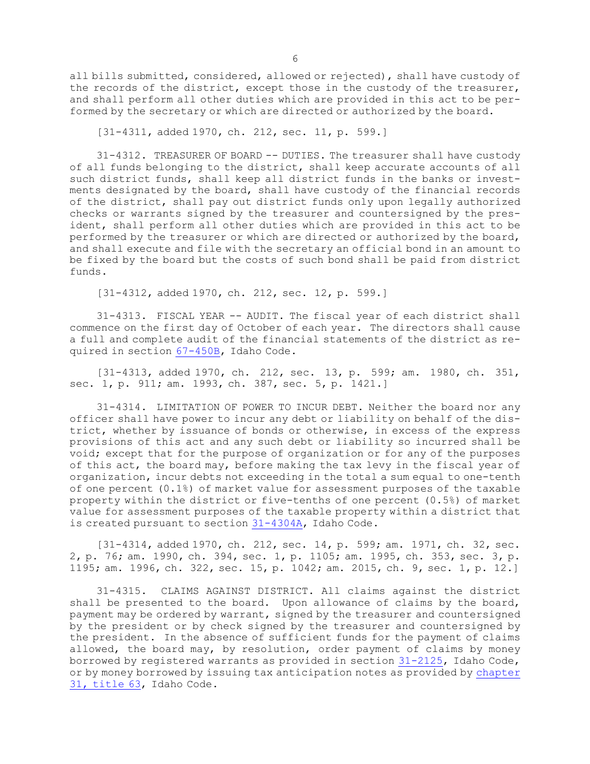all bills submitted, considered, allowed or rejected), shall have custody of the records of the district, except those in the custody of the treasurer, and shall perform all other duties which are provided in this act to be performed by the secretary or which are directed or authorized by the board.

[31-4311, added 1970, ch. 212, sec. 11, p. 599.]

31-4312. TREASURER OF BOARD -- DUTIES. The treasurer shall have custody of all funds belonging to the district, shall keep accurate accounts of all such district funds, shall keep all district funds in the banks or investments designated by the board, shall have custody of the financial records of the district, shall pay out district funds only upon legally authorized checks or warrants signed by the treasurer and countersigned by the president, shall perform all other duties which are provided in this act to be performed by the treasurer or which are directed or authorized by the board, and shall execute and file with the secretary an official bond in an amount to be fixed by the board but the costs of such bond shall be paid from district funds.

[31-4312, added 1970, ch. 212, sec. 12, p. 599.]

31-4313. FISCAL YEAR -- AUDIT. The fiscal year of each district shall commence on the first day of October of each year. The directors shall cause a full and complete audit of the financial statements of the district as required in section 67-450B, Idaho Code.

[31-4313, added 1970, ch. 212, sec. 13, p. 599; am. 1980, ch. 351, sec. 1, p. 911; am. 1993, ch. 387, sec. 5, p. 1421.]

31-4314. LIMITATION OF POWER TO INCUR DEBT. Neither the board nor any officer shall have power to incur any debt or liability on behalf of the district, whether by issuance of bonds or otherwise, in excess of the express provisions of this act and any such debt or liability so incurred shall be void; except that for the purpose of organization or for any of the purposes of this act, the board may, before making the tax levy in the fiscal year of organization, incur debts not exceeding in the total a sum equal to one-tenth of one percent (0.1%) of market value for assessment purposes of the taxable property within the district or five-tenths of one percent (0.5%) of market value for assessment purposes of the taxable property within a district that is created pursuant to section 31-4304A, Idaho Code.

[31-4314, added 1970, ch. 212, sec. 14, p. 599; am. 1971, ch. 32, sec. 2, p. 76; am. 1990, ch. 394, sec. 1, p. 1105; am. 1995, ch. 353, sec. 3, p. 1195; am. 1996, ch. 322, sec. 15, p. 1042; am. 2015, ch. 9, sec. 1, p. 12.]

31-4315. CLAIMS AGAINST DISTRICT. All claims against the district shall be presented to the board. Upon allowance of claims by the board, payment may be ordered by warrant, signed by the treasurer and countersigned by the president or by check signed by the treasurer and countersigned by the president. In the absence of sufficient funds for the payment of claims allowed, the board may, by resolution, order payment of claims by money borrowed by registered warrants as provided in section 31-2125, Idaho Code, or by money borrowed by issuing tax anticipation notes as provided by chapter 31, title 63, Idaho Code.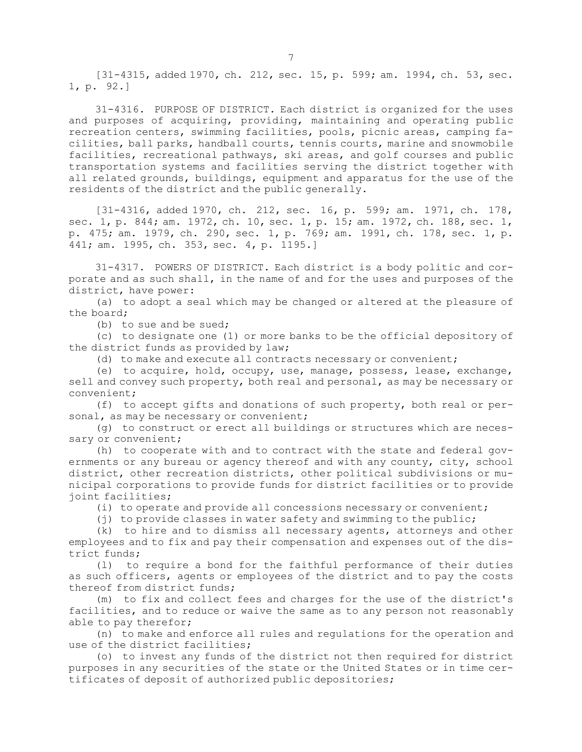[31-4315, added 1970, ch. 212, sec. 15, p. 599; am. 1994, ch. 53, sec. 1, p. 92.]

31-4316. PURPOSE OF DISTRICT. Each district is organized for the uses and purposes of acquiring, providing, maintaining and operating public recreation centers, swimming facilities, pools, picnic areas, camping facilities, ball parks, handball courts, tennis courts, marine and snowmobile facilities, recreational pathways, ski areas, and golf courses and public transportation systems and facilities serving the district together with all related grounds, buildings, equipment and apparatus for the use of the residents of the district and the public generally.

[31-4316, added 1970, ch. 212, sec. 16, p. 599; am. 1971, ch. 178, sec. 1, p. 844; am. 1972, ch. 10, sec. 1, p. 15; am. 1972, ch. 188, sec. 1, p. 475; am. 1979, ch. 290, sec. 1, p. 769; am. 1991, ch. 178, sec. 1, p. 441; am. 1995, ch. 353, sec. 4, p. 1195.]

31-4317. POWERS OF DISTRICT. Each district is a body politic and corporate and as such shall, in the name of and for the uses and purposes of the district, have power:

(a) to adopt a seal which may be changed or altered at the pleasure of the board;

(b) to sue and be sued;

(c) to designate one (1) or more banks to be the official depository of the district funds as provided by law;

(d) to make and execute all contracts necessary or convenient;

(e) to acquire, hold, occupy, use, manage, possess, lease, exchange, sell and convey such property, both real and personal, as may be necessary or convenient;

(f) to accept gifts and donations of such property, both real or personal, as may be necessary or convenient;

(g) to construct or erect all buildings or structures which are necessary or convenient;

(h) to cooperate with and to contract with the state and federal governments or any bureau or agency thereof and with any county, city, school district, other recreation districts, other political subdivisions or municipal corporations to provide funds for district facilities or to provide joint facilities;

(i) to operate and provide all concessions necessary or convenient;

(j) to provide classes in water safety and swimming to the public;

(k) to hire and to dismiss all necessary agents, attorneys and other employees and to fix and pay their compensation and expenses out of the district funds;

(l) to require a bond for the faithful performance of their duties as such officers, agents or employees of the district and to pay the costs thereof from district funds;

(m) to fix and collect fees and charges for the use of the district's facilities, and to reduce or waive the same as to any person not reasonably able to pay therefor;

(n) to make and enforce all rules and regulations for the operation and use of the district facilities;

(o) to invest any funds of the district not then required for district purposes in any securities of the state or the United States or in time certificates of deposit of authorized public depositories;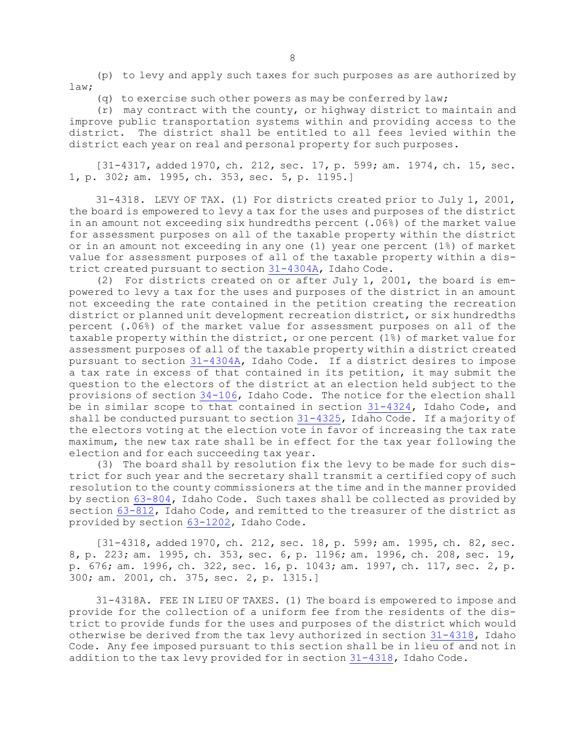(p) to levy and apply such taxes for such purposes as are authorized by law;

(q) to exercise such other powers as may be conferred by law;

(r) may contract with the county, or highway district to maintain and improve public transportation systems within and providing access to the district. The district shall be entitled to all fees levied within the district each year on real and personal property for such purposes.

[31-4317, added 1970, ch. 212, sec. 17, p. 599; am. 1974, ch. 15, sec. 1, p. 302; am. 1995, ch. 353, sec. 5, p. 1195.]

31-4318. LEVY OF TAX. (1) For districts created prior to July 1, 2001, the board is empowered to levy a tax for the uses and purposes of the district in an amount not exceeding six hundredths percent (.06%) of the market value for assessment purposes on all of the taxable property within the district or in an amount not exceeding in any one (1) year one percent (1%) of market value for assessment purposes of all of the taxable property within a district created pursuant to section 31-4304A, Idaho Code.

(2) For districts created on or after July 1, 2001, the board is empowered to levy a tax for the uses and purposes of the district in an amount not exceeding the rate contained in the petition creating the recreation district or planned unit development recreation district, or six hundredths percent (.06%) of the market value for assessment purposes on all of the taxable property within the district, or one percent (1%) of market value for assessment purposes of all of the taxable property within a district created pursuant to section 31-4304A, Idaho Code. If a district desires to impose a tax rate in excess of that contained in its petition, it may submit the question to the electors of the district at an election held subject to the provisions of section 34-106, Idaho Code. The notice for the election shall be in similar scope to that contained in section 31-4324, Idaho Code, and shall be conducted pursuant to section 31-4325, Idaho Code. If a majority of the electors voting at the election vote in favor of increasing the tax rate maximum, the new tax rate shall be in effect for the tax year following the election and for each succeeding tax year.

(3) The board shall by resolution fix the levy to be made for such district for such year and the secretary shall transmit a certified copy of such resolution to the county commissioners at the time and in the manner provided by section 63-804, Idaho Code. Such taxes shall be collected as provided by section 63-812, Idaho Code, and remitted to the treasurer of the district as provided by section 63-1202, Idaho Code.

[31-4318, added 1970, ch. 212, sec. 18, p. 599; am. 1995, ch. 82, sec. 8, p. 223; am. 1995, ch. 353, sec. 6, p. 1196; am. 1996, ch. 208, sec. 19, p. 676; am. 1996, ch. 322, sec. 16, p. 1043; am. 1997, ch. 117, sec. 2, p. 300; am. 2001, ch. 375, sec. 2, p. 1315.]

31-4318A. FEE IN LIEU OF TAXES. (1) The board is empowered to impose and provide for the collection of a uniform fee from the residents of the district to provide funds for the uses and purposes of the district which would otherwise be derived from the tax levy authorized in section 31-4318, Idaho Code. Any fee imposed pursuant to this section shall be in lieu of and not in addition to the tax levy provided for in section 31-4318, Idaho Code.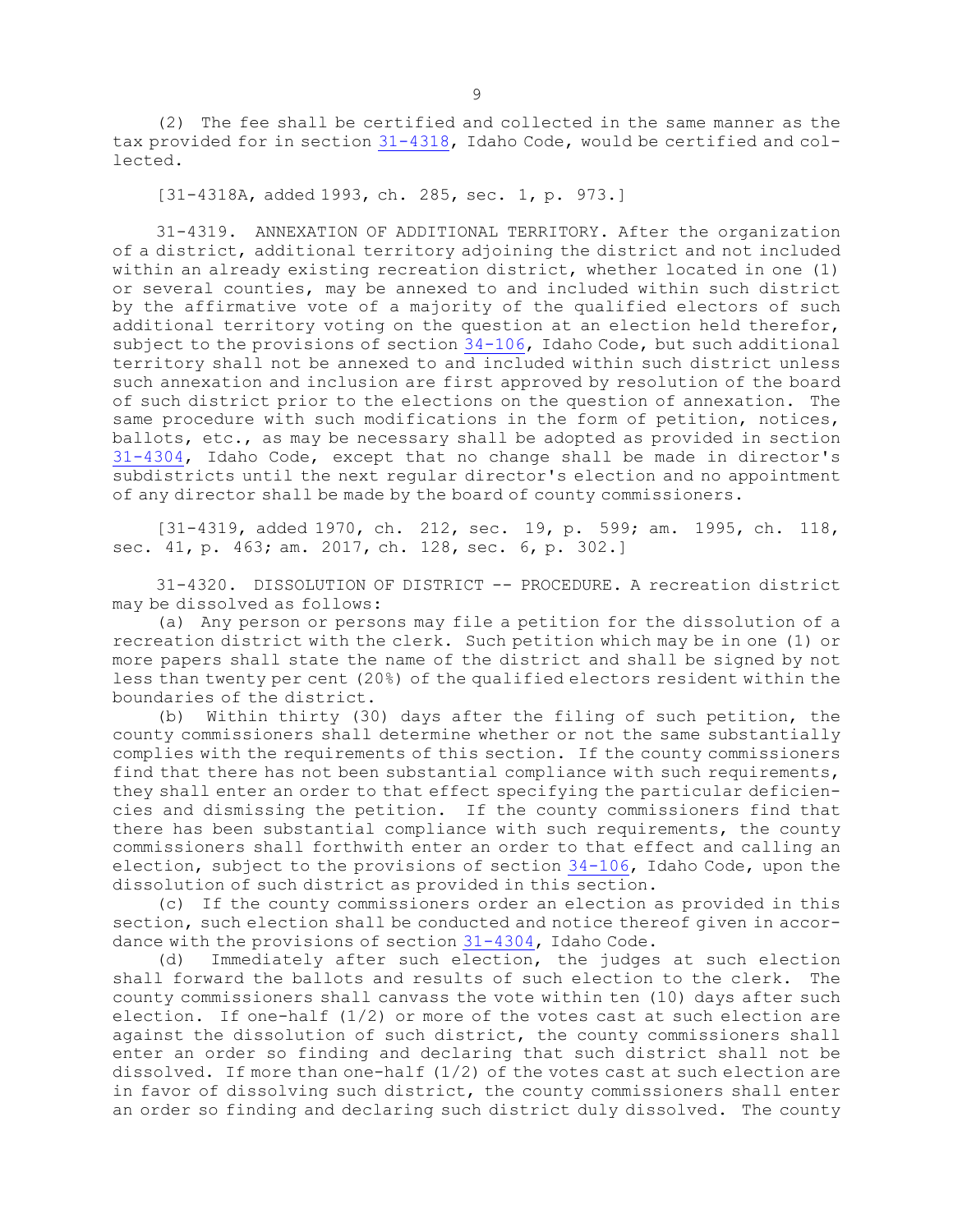(2) The fee shall be certified and collected in the same manner as the tax provided for in section 31-4318, Idaho Code, would be certified and collected.

[31-4318A, added 1993, ch. 285, sec. 1, p. 973.]

31-4319. ANNEXATION OF ADDITIONAL TERRITORY. After the organization of a district, additional territory adjoining the district and not included within an already existing recreation district, whether located in one (1) or several counties, may be annexed to and included within such district by the affirmative vote of a majority of the qualified electors of such additional territory voting on the question at an election held therefor, subject to the provisions of section 34-106, Idaho Code, but such additional territory shall not be annexed to and included within such district unless such annexation and inclusion are first approved by resolution of the board of such district prior to the elections on the question of annexation. The same procedure with such modifications in the form of petition, notices, ballots, etc., as may be necessary shall be adopted as provided in section 31-4304, Idaho Code, except that no change shall be made in director's subdistricts until the next regular director's election and no appointment of any director shall be made by the board of county commissioners.

[31-4319, added 1970, ch. 212, sec. 19, p. 599; am. 1995, ch. 118, sec. 41, p. 463; am. 2017, ch. 128, sec. 6, p. 302.]

31-4320. DISSOLUTION OF DISTRICT -- PROCEDURE. A recreation district may be dissolved as follows:

(a) Any person or persons may file a petition for the dissolution of a recreation district with the clerk. Such petition which may be in one (1) or more papers shall state the name of the district and shall be signed by not less than twenty per cent (20%) of the qualified electors resident within the boundaries of the district.

(b) Within thirty (30) days after the filing of such petition, the county commissioners shall determine whether or not the same substantially complies with the requirements of this section. If the county commissioners find that there has not been substantial compliance with such requirements, they shall enter an order to that effect specifying the particular deficiencies and dismissing the petition. If the county commissioners find that there has been substantial compliance with such requirements, the county commissioners shall forthwith enter an order to that effect and calling an election, subject to the provisions of section 34-106, Idaho Code, upon the dissolution of such district as provided in this section.

(c) If the county commissioners order an election as provided in this section, such election shall be conducted and notice thereof given in accordance with the provisions of section 31-4304, Idaho Code.

(d) Immediately after such election, the judges at such election shall forward the ballots and results of such election to the clerk. The county commissioners shall canvass the vote within ten (10) days after such election. If one-half (1/2) or more of the votes cast at such election are against the dissolution of such district, the county commissioners shall enter an order so finding and declaring that such district shall not be dissolved. If more than one-half (1/2) of the votes cast at such election are in favor of dissolving such district, the county commissioners shall enter an order so finding and declaring such district duly dissolved. The county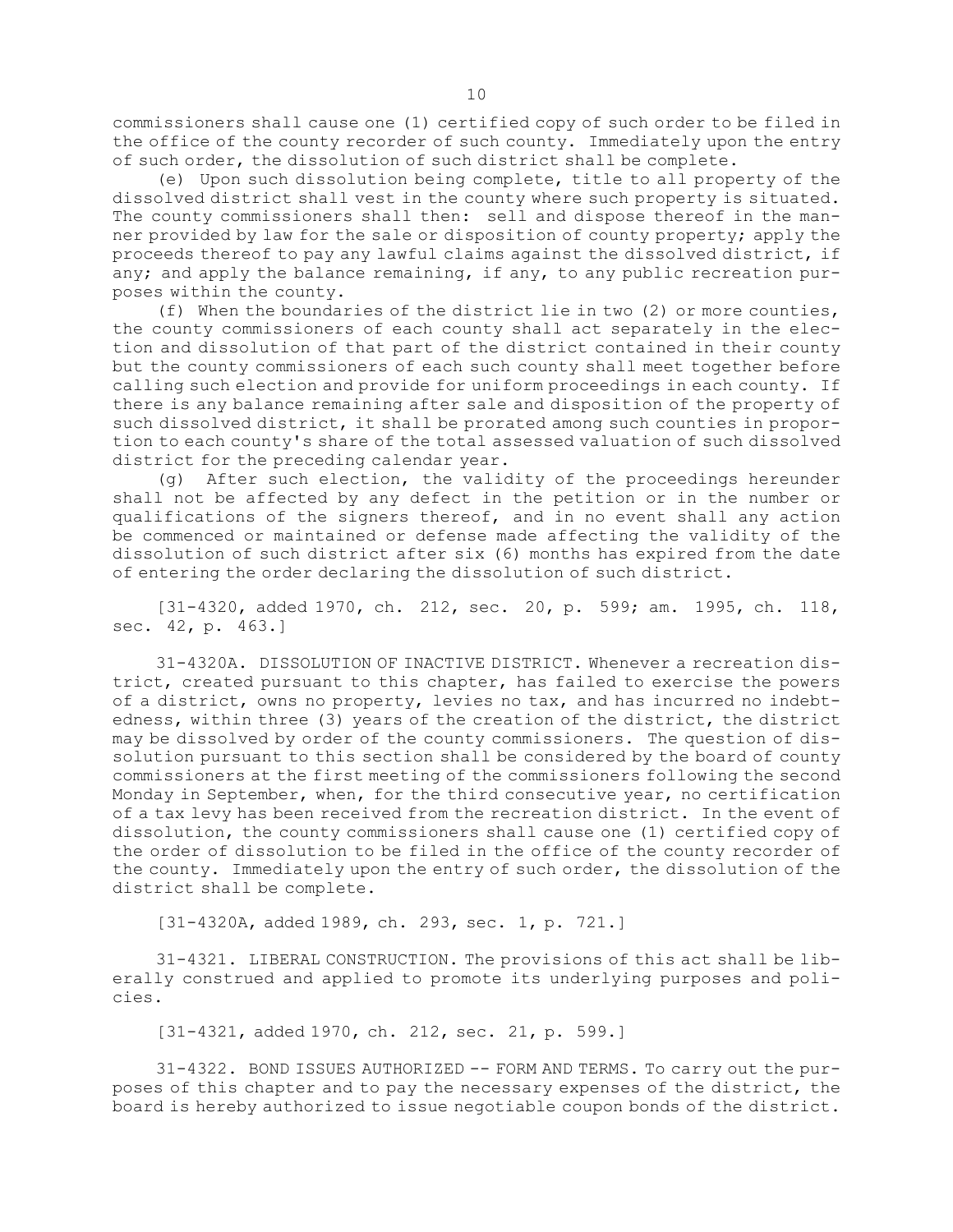commissioners shall cause one (1) certified copy of such order to be filed in the office of the county recorder of such county. Immediately upon the entry of such order, the dissolution of such district shall be complete.

(e) Upon such dissolution being complete, title to all property of the dissolved district shall vest in the county where such property is situated. The county commissioners shall then: sell and dispose thereof in the manner provided by law for the sale or disposition of county property; apply the proceeds thereof to pay any lawful claims against the dissolved district, if any; and apply the balance remaining, if any, to any public recreation purposes within the county.

(f) When the boundaries of the district lie in two (2) or more counties, the county commissioners of each county shall act separately in the election and dissolution of that part of the district contained in their county but the county commissioners of each such county shall meet together before calling such election and provide for uniform proceedings in each county. If there is any balance remaining after sale and disposition of the property of such dissolved district, it shall be prorated among such counties in proportion to each county's share of the total assessed valuation of such dissolved district for the preceding calendar year.

(g) After such election, the validity of the proceedings hereunder shall not be affected by any defect in the petition or in the number or qualifications of the signers thereof, and in no event shall any action be commenced or maintained or defense made affecting the validity of the dissolution of such district after six (6) months has expired from the date of entering the order declaring the dissolution of such district.

[31-4320, added 1970, ch. 212, sec. 20, p. 599; am. 1995, ch. 118, sec. 42, p. 463.]

31-4320A. DISSOLUTION OF INACTIVE DISTRICT. Whenever a recreation district, created pursuant to this chapter, has failed to exercise the powers of a district, owns no property, levies no tax, and has incurred no indebtedness, within three (3) years of the creation of the district, the district may be dissolved by order of the county commissioners. The question of dissolution pursuant to this section shall be considered by the board of county commissioners at the first meeting of the commissioners following the second Monday in September, when, for the third consecutive year, no certification of a tax levy has been received from the recreation district. In the event of dissolution, the county commissioners shall cause one (1) certified copy of the order of dissolution to be filed in the office of the county recorder of the county. Immediately upon the entry of such order, the dissolution of the district shall be complete.

[31-4320A, added 1989, ch. 293, sec. 1, p. 721.]

31-4321. LIBERAL CONSTRUCTION. The provisions of this act shall be liberally construed and applied to promote its underlying purposes and policies.

[31-4321, added 1970, ch. 212, sec. 21, p. 599.]

31-4322. BOND ISSUES AUTHORIZED -- FORM AND TERMS. To carry out the purposes of this chapter and to pay the necessary expenses of the district, the board is hereby authorized to issue negotiable coupon bonds of the district.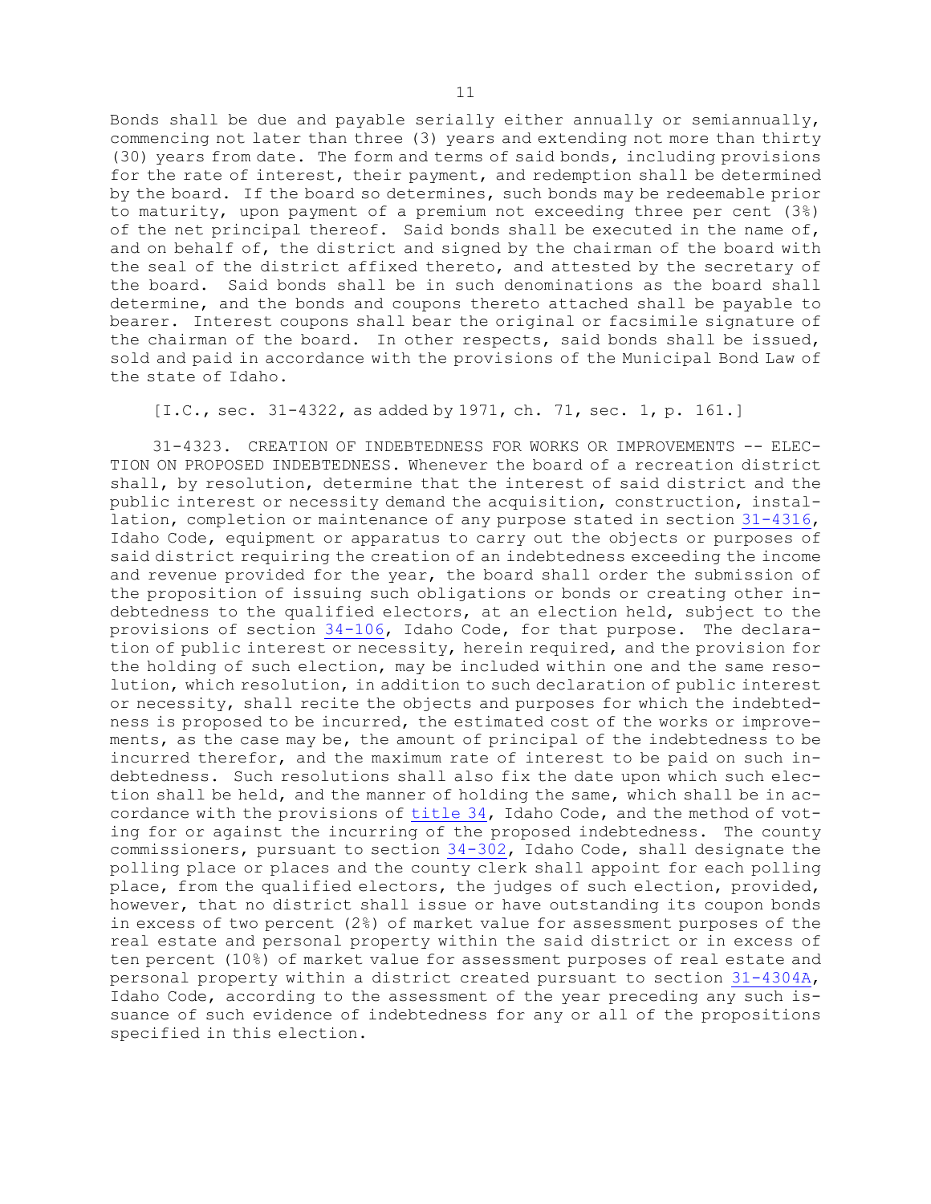Bonds shall be due and payable serially either annually or semiannually, commencing not later than three (3) years and extending not more than thirty (30) years from date. The form and terms of said bonds, including provisions for the rate of interest, their payment, and redemption shall be determined by the board. If the board so determines, such bonds may be redeemable prior to maturity, upon payment of a premium not exceeding three per cent (3%) of the net principal thereof. Said bonds shall be executed in the name of, and on behalf of, the district and signed by the chairman of the board with the seal of the district affixed thereto, and attested by the secretary of the board. Said bonds shall be in such denominations as the board shall determine, and the bonds and coupons thereto attached shall be payable to bearer. Interest coupons shall bear the original or facsimile signature of the chairman of the board. In other respects, said bonds shall be issued, sold and paid in accordance with the provisions of the Municipal Bond Law of the state of Idaho.

[I.C., sec. 31-4322, as added by 1971, ch. 71, sec. 1, p. 161.]

31-4323. CREATION OF INDEBTEDNESS FOR WORKS OR IMPROVEMENTS -- ELECTION ON PROPOSED INDEBTEDNESS. Whenever the board of a recreation district shall, by resolution, determine that the interest of said district and the public interest or necessity demand the acquisition, construction, installation, completion or maintenance of any purpose stated in section 31-4316, Idaho Code, equipment or apparatus to carry out the objects or purposes of said district requiring the creation of an indebtedness exceeding the income and revenue provided for the year, the board shall order the submission of the proposition of issuing such obligations or bonds or creating other indebtedness to the qualified electors, at an election held, subject to the provisions of section 34-106, Idaho Code, for that purpose. The declaration of public interest or necessity, herein required, and the provision for the holding of such election, may be included within one and the same resolution, which resolution, in addition to such declaration of public interest or necessity, shall recite the objects and purposes for which the indebtedness is proposed to be incurred, the estimated cost of the works or improvements, as the case may be, the amount of principal of the indebtedness to be incurred therefor, and the maximum rate of interest to be paid on such indebtedness. Such resolutions shall also fix the date upon which such election shall be held, and the manner of holding the same, which shall be in accordance with the provisions of title 34, Idaho Code, and the method of voting for or against the incurring of the proposed indebtedness. The county commissioners, pursuant to section 34-302, Idaho Code, shall designate the polling place or places and the county clerk shall appoint for each polling place, from the qualified electors, the judges of such election, provided, however, that no district shall issue or have outstanding its coupon bonds in excess of two percent (2%) of market value for assessment purposes of the real estate and personal property within the said district or in excess of ten percent (10%) of market value for assessment purposes of real estate and personal property within a district created pursuant to section 31-4304A, Idaho Code, according to the assessment of the year preceding any such issuance of such evidence of indebtedness for any or all of the propositions specified in this election.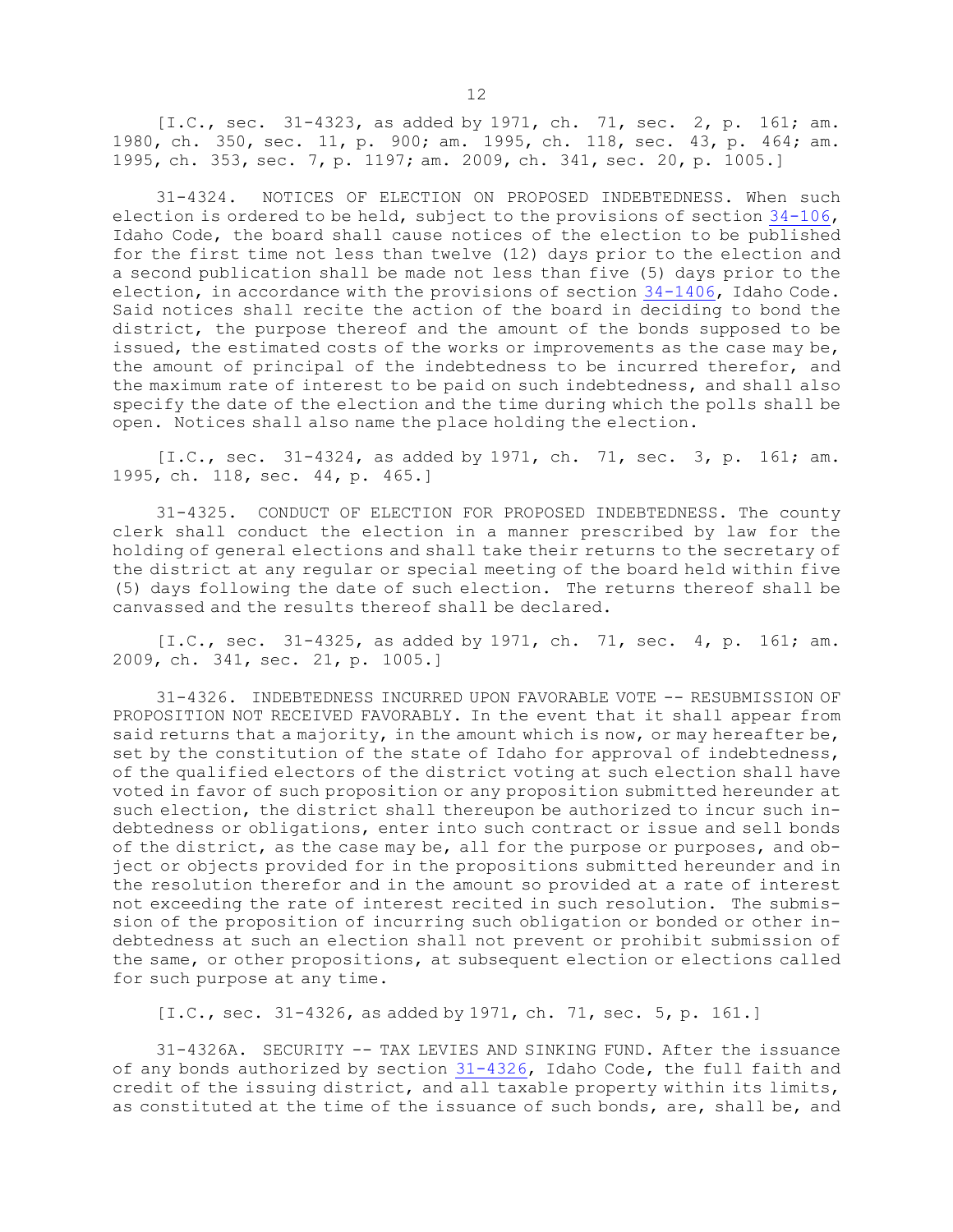[I.C., sec. 31-4323, as added by 1971, ch. 71, sec. 2, p. 161; am. 1980, ch. 350, sec. 11, p. 900; am. 1995, ch. 118, sec. 43, p. 464; am. 1995, ch. 353, sec. 7, p. 1197; am. 2009, ch. 341, sec. 20, p. 1005.]

31-4324. NOTICES OF ELECTION ON PROPOSED INDEBTEDNESS. When such election is ordered to be held, subject to the provisions of section 34-106, Idaho Code, the board shall cause notices of the election to be published for the first time not less than twelve (12) days prior to the election and a second publication shall be made not less than five (5) days prior to the election, in accordance with the provisions of section 34-1406, Idaho Code. Said notices shall recite the action of the board in deciding to bond the district, the purpose thereof and the amount of the bonds supposed to be issued, the estimated costs of the works or improvements as the case may be, the amount of principal of the indebtedness to be incurred therefor, and the maximum rate of interest to be paid on such indebtedness, and shall also specify the date of the election and the time during which the polls shall be open. Notices shall also name the place holding the election.

[I.C., sec. 31-4324, as added by 1971, ch. 71, sec. 3, p. 161; am. 1995, ch. 118, sec. 44, p. 465.]

31-4325. CONDUCT OF ELECTION FOR PROPOSED INDEBTEDNESS. The county clerk shall conduct the election in a manner prescribed by law for the holding of general elections and shall take their returns to the secretary of the district at any regular or special meeting of the board held within five (5) days following the date of such election. The returns thereof shall be canvassed and the results thereof shall be declared.

[I.C., sec. 31-4325, as added by 1971, ch. 71, sec. 4, p. 161; am. 2009, ch. 341, sec. 21, p. 1005.]

31-4326. INDEBTEDNESS INCURRED UPON FAVORABLE VOTE -- RESUBMISSION OF PROPOSITION NOT RECEIVED FAVORABLY. In the event that it shall appear from said returns that a majority, in the amount which is now, or may hereafter be, set by the constitution of the state of Idaho for approval of indebtedness, of the qualified electors of the district voting at such election shall have voted in favor of such proposition or any proposition submitted hereunder at such election, the district shall thereupon be authorized to incur such indebtedness or obligations, enter into such contract or issue and sell bonds of the district, as the case may be, all for the purpose or purposes, and object or objects provided for in the propositions submitted hereunder and in the resolution therefor and in the amount so provided at a rate of interest not exceeding the rate of interest recited in such resolution. The submission of the proposition of incurring such obligation or bonded or other indebtedness at such an election shall not prevent or prohibit submission of the same, or other propositions, at subsequent election or elections called for such purpose at any time.

[I.C., sec. 31-4326, as added by 1971, ch. 71, sec. 5, p. 161.]

31-4326A. SECURITY -- TAX LEVIES AND SINKING FUND. After the issuance of any bonds authorized by section 31-4326, Idaho Code, the full faith and credit of the issuing district, and all taxable property within its limits, as constituted at the time of the issuance of such bonds, are, shall be, and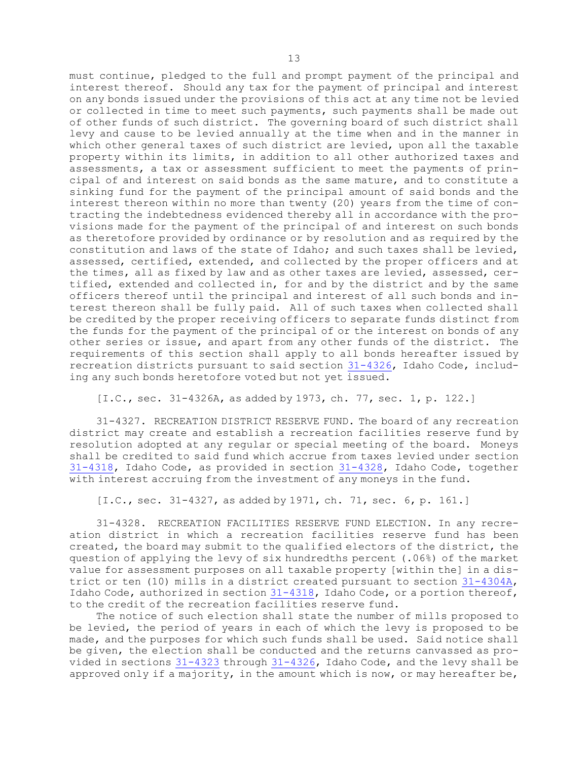must continue, pledged to the full and prompt payment of the principal and interest thereof. Should any tax for the payment of principal and interest on any bonds issued under the provisions of this act at any time not be levied or collected in time to meet such payments, such payments shall be made out of other funds of such district. The governing board of such district shall levy and cause to be levied annually at the time when and in the manner in which other general taxes of such district are levied, upon all the taxable property within its limits, in addition to all other authorized taxes and assessments, a tax or assessment sufficient to meet the payments of principal of and interest on said bonds as the same mature, and to constitute a sinking fund for the payment of the principal amount of said bonds and the interest thereon within no more than twenty (20) years from the time of contracting the indebtedness evidenced thereby all in accordance with the provisions made for the payment of the principal of and interest on such bonds as theretofore provided by ordinance or by resolution and as required by the constitution and laws of the state of Idaho; and such taxes shall be levied, assessed, certified, extended, and collected by the proper officers and at the times, all as fixed by law and as other taxes are levied, assessed, certified, extended and collected in, for and by the district and by the same officers thereof until the principal and interest of all such bonds and interest thereon shall be fully paid. All of such taxes when collected shall be credited by the proper receiving officers to separate funds distinct from the funds for the payment of the principal of or the interest on bonds of any other series or issue, and apart from any other funds of the district. The requirements of this section shall apply to all bonds hereafter issued by recreation districts pursuant to said section 31-4326, Idaho Code, including any such bonds heretofore voted but not yet issued.

[I.C., sec. 31-4326A, as added by 1973, ch. 77, sec. 1, p. 122.]

31-4327. RECREATION DISTRICT RESERVE FUND. The board of any recreation district may create and establish a recreation facilities reserve fund by resolution adopted at any regular or special meeting of the board. Moneys shall be credited to said fund which accrue from taxes levied under section 31-4318, Idaho Code, as provided in section 31-4328, Idaho Code, together with interest accruing from the investment of any moneys in the fund.

[I.C., sec. 31-4327, as added by 1971, ch. 71, sec. 6, p. 161.]

31-4328. RECREATION FACILITIES RESERVE FUND ELECTION. In any recreation district in which a recreation facilities reserve fund has been created, the board may submit to the qualified electors of the district, the question of applying the levy of six hundredths percent (.06%) of the market value for assessment purposes on all taxable property [within the] in a district or ten (10) mills in a district created pursuant to section 31-4304A, Idaho Code, authorized in section 31-4318, Idaho Code, or a portion thereof, to the credit of the recreation facilities reserve fund.

The notice of such election shall state the number of mills proposed to be levied, the period of years in each of which the levy is proposed to be made, and the purposes for which such funds shall be used. Said notice shall be given, the election shall be conducted and the returns canvassed as provided in sections 31-4323 through 31-4326, Idaho Code, and the levy shall be approved only if a majority, in the amount which is now, or may hereafter be,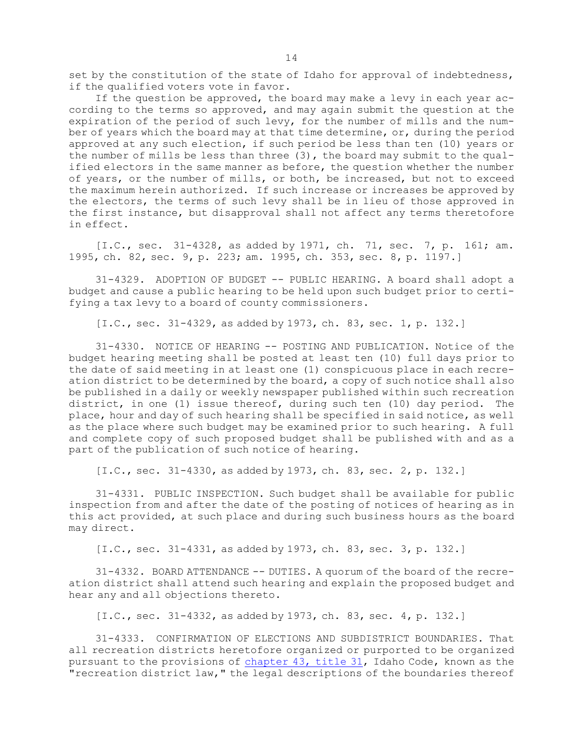set by the constitution of the state of Idaho for approval of indebtedness, if the qualified voters vote in favor.

If the question be approved, the board may make a levy in each year according to the terms so approved, and may again submit the question at the expiration of the period of such levy, for the number of mills and the number of years which the board may at that time determine, or, during the period approved at any such election, if such period be less than ten (10) years or the number of mills be less than three (3), the board may submit to the qualified electors in the same manner as before, the question whether the number of years, or the number of mills, or both, be increased, but not to exceed the maximum herein authorized. If such increase or increases be approved by the electors, the terms of such levy shall be in lieu of those approved in the first instance, but disapproval shall not affect any terms theretofore in effect.

[I.C., sec. 31-4328, as added by 1971, ch. 71, sec. 7, p. 161; am. 1995, ch. 82, sec. 9, p. 223; am. 1995, ch. 353, sec. 8, p. 1197.]

31-4329. ADOPTION OF BUDGET -- PUBLIC HEARING. A board shall adopt a budget and cause a public hearing to be held upon such budget prior to certifying a tax levy to a board of county commissioners.

[I.C., sec. 31-4329, as added by 1973, ch. 83, sec. 1, p. 132.]

31-4330. NOTICE OF HEARING -- POSTING AND PUBLICATION. Notice of the budget hearing meeting shall be posted at least ten (10) full days prior to the date of said meeting in at least one (1) conspicuous place in each recreation district to be determined by the board, a copy of such notice shall also be published in a daily or weekly newspaper published within such recreation district, in one (1) issue thereof, during such ten (10) day period. The place, hour and day of such hearing shall be specified in said notice, as well as the place where such budget may be examined prior to such hearing. A full and complete copy of such proposed budget shall be published with and as a part of the publication of such notice of hearing.

[I.C., sec. 31-4330, as added by 1973, ch. 83, sec. 2, p. 132.]

31-4331. PUBLIC INSPECTION. Such budget shall be available for public inspection from and after the date of the posting of notices of hearing as in this act provided, at such place and during such business hours as the board may direct.

[I.C., sec. 31-4331, as added by 1973, ch. 83, sec. 3, p. 132.]

31-4332. BOARD ATTENDANCE -- DUTIES. A quorum of the board of the recreation district shall attend such hearing and explain the proposed budget and hear any and all objections thereto.

[I.C., sec. 31-4332, as added by 1973, ch. 83, sec. 4, p. 132.]

31-4333. CONFIRMATION OF ELECTIONS AND SUBDISTRICT BOUNDARIES. That all recreation districts heretofore organized or purported to be organized pursuant to the provisions of chapter 43, title 31, Idaho Code, known as the "recreation district law," the legal descriptions of the boundaries thereof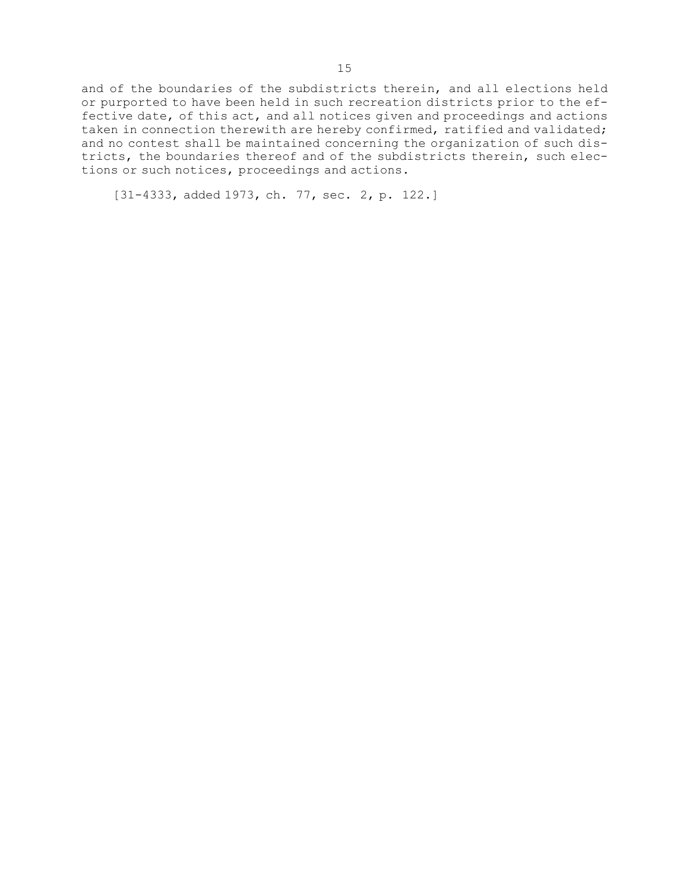and of the boundaries of the subdistricts therein, and all elections held or purported to have been held in such recreation districts prior to the effective date, of this act, and all notices given and proceedings and actions taken in connection therewith are hereby confirmed, ratified and validated; and no contest shall be maintained concerning the organization of such districts, the boundaries thereof and of the subdistricts therein, such elections or such notices, proceedings and actions.

[31-4333, added 1973, ch. 77, sec. 2, p. 122.]